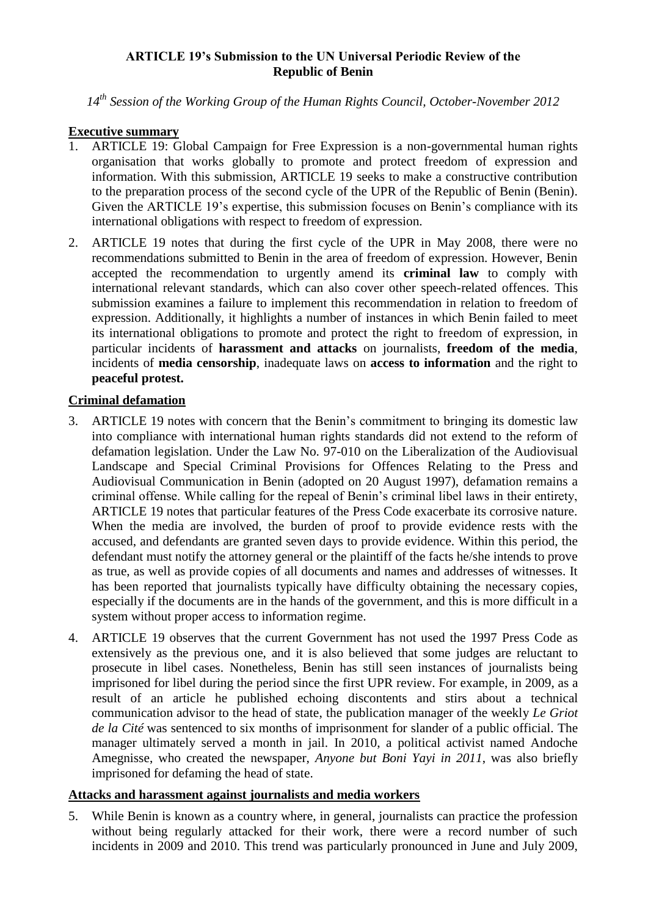**ARTICLE 19's Submission to the UN Universal Periodic Review of the Republic of Benin**

*14th Session of the Working Group of the Human Rights Council, October-November 2012*

## Executive summary

1. ARTICLE 19: Global Campaign for Free Expression is a non-governmental human rights organisation that works globally to promote and protect freedom of expression and information. With this submission, ARTICLE 19 seeks to make a constructive contribution to the preparation process of the second cycle of the UPR of the Republic of Benin (Benin). Given the ARTICLE 19's expertise, this submission focuses on Benin's compliance with its international obligations with respect to freedom of expression.

2. ARTICLE 19 notes that during the first cycle of the UPR in May 2008, there were no recommendations submitted to Benin in the area of freedom of expression. However, Benin accepted the recommendation to urgently amend its **criminal law** to comply with international relevant standards, which can also cover other speech-related offences. This submission examines a failure to implement this recommendation in relation to freedom of expression. Additionally, it highlights a number of instances in which Benin failed to meet its international obligations to promote and protect the right to freedom of expression, in particular incidents of **harassment and attacks** on journalists, **freedom of the media**, incidents of **media censorship**, inadequate laws on **access to information** and the right to **peaceful protest.**

## Criminal defamation

3. ARTICLE 19 notes with concern that the Benin's commitment to bringing its domestic law into compliance with international human rights standards did not extend to the reform of defamation legislation. Under the Law No. 97-010 on the Liberalization of the Audiovisual Landscape and Special Criminal Provisions for Offences Relating to the Press and Audiovisual Communication in Benin (adopted on 20 August 1997), defamation remains a criminal offense. While calling for the repeal of Benin's criminal libel laws in their entirety, ARTICLE 19 notes that particular features of the Press Code exacerbate its corrosive nature. When the media are involved, the burden of proof to provide evidence rests with the accused, and defendants are granted seven days to provide evidence. Within this period, the defendant must notify the attorney general or the plaintiff of the facts he/she intends to prove as true, as well as provide copies of all documents and names and addresses of witnesses. It has been reported that journalists typically have difficulty obtaining the necessary copies, especially if the documents are in the hands of the government, and this is more difficult in a system without proper access to information regime.

4. ARTICLE 19 observes that the current Government has not used the 1997 Press Code as extensively as the previous one, and it is also believed that some judges are reluctant to prosecute in libel cases. Nonetheless, Benin has still seen instances of journalists being imprisoned for libel during the period since the first UPR review. For example, in 2009, as a result of an article he published echoing discontents and stirs about a technical communication advisor to the head of state, the publication manager of the weekly *Le Griot de la Cité* was sentenced to six months of imprisonment for slander of a public official. The manager ultimately served a month in jail. In 2010, a political activist named Andoche Amegnisse, who created the newspaper, *Anyone but Boni Yayi in 2011*, was also briefly imprisoned for defaming the head of state.

## Attacks and harassment against journalists and media workers

5. While Benin is known as a country where, in general, journalists can practice the profession without being regularly attacked for their work, there were a record number of such incidents in 2009 and 2010. This trend was particularly pronounced in June and July 2009,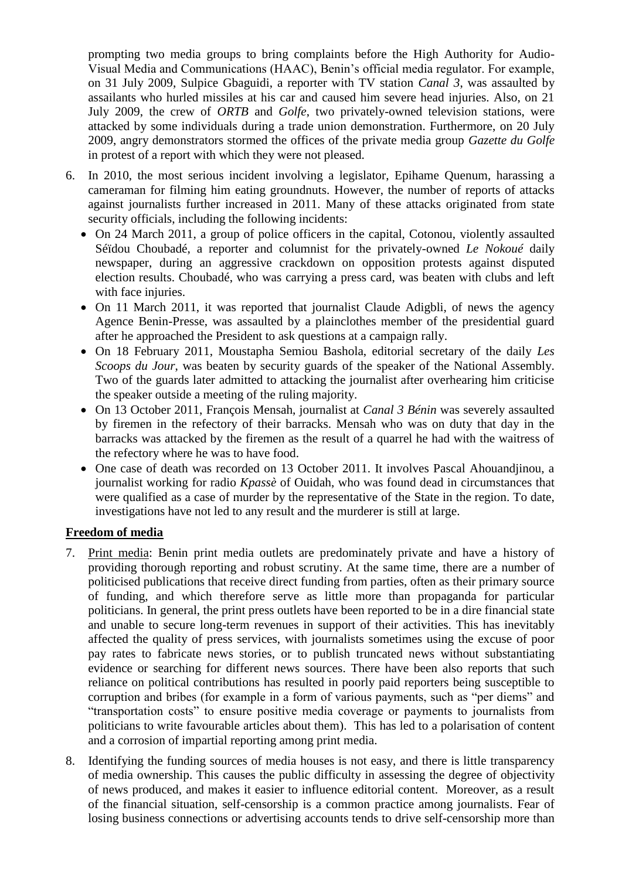prompting two media groups to bring complaints before the High Authority for Audio-Visual Media and Communications (HAAC), Benin's official media regulator. For example, on 31 July 2009, Sulpice Gbaguidi, a reporter with TV station *Canal 3*, was assaulted by assailants who hurled missiles at his car and caused him severe head injuries. Also, on 21 July 2009, the crew of *ORTB* and *Golfe*, two privately-owned television stations, were attacked by some individuals during a trade union demonstration. Furthermore, on 20 July 2009, angry demonstrators stormed the offices of the private media group *Gazette du Golfe* in protest of a report with which they were not pleased.

6. In 2010, the most serious incident involving a legislator, Epihame Quenum, harassing a cameraman for filming him eating groundnuts. However, the number of reports of attacks against journalists further increased in 2011. Many of these attacks originated from state security officials, including the following incidents:
   - On 24 March 2011, a group of police officers in the capital, Cotonou, violently assaulted Séïdou Choubadé, a reporter and columnist for the privately-owned *Le Nokoué* daily newspaper, during an aggressive crackdown on opposition protests against disputed election results. Choubadé, who was carrying a press card, was beaten with clubs and left with face injuries.
   - On 11 March 2011, it was reported that journalist Claude Adigbli, of news the agency Agence Benin-Presse, was assaulted by a plainclothes member of the presidential guard after he approached the President to ask questions at a campaign rally.
   - On 18 February 2011, Moustapha Semiou Bashola, editorial secretary of the daily *Les Scoops du Jour*, was beaten by security guards of the speaker of the National Assembly. Two of the guards later admitted to attacking the journalist after overhearing him criticise the speaker outside a meeting of the ruling majority.
   - On 13 October 2011, François Mensah, journalist at *Canal 3 Bénin* was severely assaulted by firemen in the refectory of their barracks. Mensah who was on duty that day in the barracks was attacked by the firemen as the result of a quarrel he had with the waitress of the refectory where he was to have food.
   - One case of death was recorded on 13 October 2011. It involves Pascal Ahouandjinou, a journalist working for radio *Kpassè* of Ouidah, who was found dead in circumstances that were qualified as a case of murder by the representative of the State in the region. To date, investigations have not led to any result and the murderer is still at large.

## Freedom of media

7. Print media: Benin print media outlets are predominately private and have a history of providing thorough reporting and robust scrutiny. At the same time, there are a number of politicised publications that receive direct funding from parties, often as their primary source of funding, and which therefore serve as little more than propaganda for particular politicians. In general, the print press outlets have been reported to be in a dire financial state and unable to secure long-term revenues in support of their activities. This has inevitably affected the quality of press services, with journalists sometimes using the excuse of poor pay rates to fabricate news stories, or to publish truncated news without substantiating evidence or searching for different news sources. There have been also reports that such reliance on political contributions has resulted in poorly paid reporters being susceptible to corruption and bribes (for example in a form of various payments, such as "per diems" and "transportation costs" to ensure positive media coverage or payments to journalists from politicians to write favourable articles about them). This has led to a polarisation of content and a corrosion of impartial reporting among print media.

8. Identifying the funding sources of media houses is not easy, and there is little transparency of media ownership. This causes the public difficulty in assessing the degree of objectivity of news produced, and makes it easier to influence editorial content. Moreover, as a result of the financial situation, self-censorship is a common practice among journalists. Fear of losing business connections or advertising accounts tends to drive self-censorship more than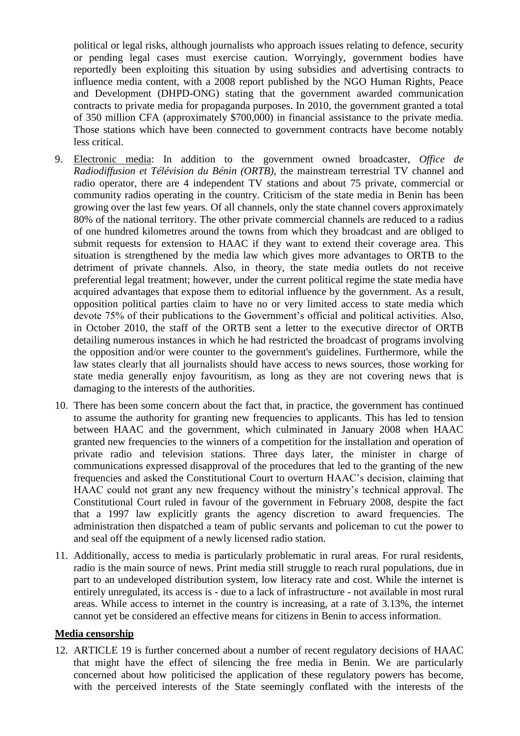political or legal risks, although journalists who approach issues relating to defence, security or pending legal cases must exercise caution. Worryingly, government bodies have reportedly been exploiting this situation by using subsidies and advertising contracts to influence media content, with a 2008 report published by the NGO Human Rights, Peace and Development (DHPD-ONG) stating that the government awarded communication contracts to private media for propaganda purposes. In 2010, the government granted a total of 350 million CFA (approximately \$700,000) in financial assistance to the private media. Those stations which have been connected to government contracts have become notably less critical.

9. Electronic media: In addition to the government owned broadcaster, *Office de Radiodiffusion et Télévision du Bénin (ORTB)*, the mainstream terrestrial TV channel and radio operator, there are 4 independent TV stations and about 75 private, commercial or community radios operating in the country. Criticism of the state media in Benin has been growing over the last few years. Of all channels, only the state channel covers approximately 80% of the national territory. The other private commercial channels are reduced to a radius of one hundred kilometres around the towns from which they broadcast and are obliged to submit requests for extension to HAAC if they want to extend their coverage area. This situation is strengthened by the media law which gives more advantages to ORTB to the detriment of private channels. Also, in theory, the state media outlets do not receive preferential legal treatment; however, under the current political regime the state media have acquired advantages that expose them to editorial influence by the government. As a result, opposition political parties claim to have no or very limited access to state media which devote 75% of their publications to the Government's official and political activities. Also, in October 2010, the staff of the ORTB sent a letter to the executive director of ORTB detailing numerous instances in which he had restricted the broadcast of programs involving the opposition and/or were counter to the government's guidelines. Furthermore, while the law states clearly that all journalists should have access to news sources, those working for state media generally enjoy favouritism, as long as they are not covering news that is damaging to the interests of the authorities.

10. There has been some concern about the fact that, in practice, the government has continued to assume the authority for granting new frequencies to applicants. This has led to tension between HAAC and the government, which culminated in January 2008 when HAAC granted new frequencies to the winners of a competition for the installation and operation of private radio and television stations. Three days later, the minister in charge of communications expressed disapproval of the procedures that led to the granting of the new frequencies and asked the Constitutional Court to overturn HAAC's decision, claiming that HAAC could not grant any new frequency without the ministry's technical approval. The Constitutional Court ruled in favour of the government in February 2008, despite the fact that a 1997 law explicitly grants the agency discretion to award frequencies. The administration then dispatched a team of public servants and policeman to cut the power to and seal off the equipment of a newly licensed radio station.

11. Additionally, access to media is particularly problematic in rural areas. For rural residents, radio is the main source of news. Print media still struggle to reach rural populations, due in part to an undeveloped distribution system, low literacy rate and cost. While the internet is entirely unregulated, its access is - due to a lack of infrastructure - not available in most rural areas. While access to internet in the country is increasing, at a rate of 3.13%, the internet cannot yet be considered an effective means for citizens in Benin to access information.

## Media censorship

12. ARTICLE 19 is further concerned about a number of recent regulatory decisions of HAAC that might have the effect of silencing the free media in Benin. We are particularly concerned about how politicised the application of these regulatory powers has become, with the perceived interests of the State seemingly conflated with the interests of the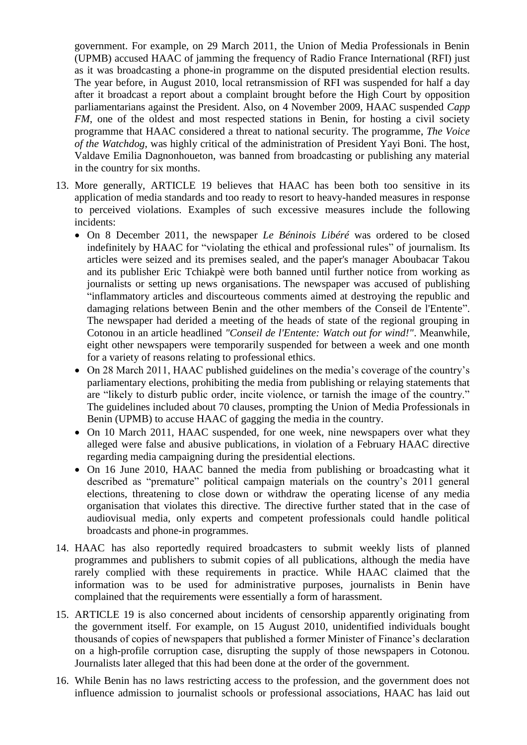government. For example, on 29 March 2011, the Union of Media Professionals in Benin (UPMB) accused HAAC of jamming the frequency of Radio France International (RFI) just as it was broadcasting a phone-in programme on the disputed presidential election results. The year before, in August 2010, local retransmission of RFI was suspended for half a day after it broadcast a report about a complaint brought before the High Court by opposition parliamentarians against the President. Also, on 4 November 2009, HAAC suspended *Capp FM*, one of the oldest and most respected stations in Benin, for hosting a civil society programme that HAAC considered a threat to national security. The programme, *The Voice of the Watchdog*, was highly critical of the administration of President Yayi Boni. The host, Valdave Emilia Dagnonhoueton, was banned from broadcasting or publishing any material in the country for six months.

13. More generally, ARTICLE 19 believes that HAAC has been both too sensitive in its application of media standards and too ready to resort to heavy-handed measures in response to perceived violations. Examples of such excessive measures include the following incidents:
    - On 8 December 2011, the newspaper *Le Béninois Libéré* was ordered to be closed indefinitely by HAAC for "violating the ethical and professional rules" of journalism. Its articles were seized and its premises sealed, and the paper's manager Aboubacar Takou and its publisher Eric Tchiakpè were both banned until further notice from working as journalists or setting up news organisations. The newspaper was accused of publishing "inflammatory articles and discourteous comments aimed at destroying the republic and damaging relations between Benin and the other members of the Conseil de l'Entente". The newspaper had derided a meeting of the heads of state of the regional grouping in Cotonou in an article headlined *"Conseil de l'Entente: Watch out for wind!"*. Meanwhile, eight other newspapers were temporarily suspended for between a week and one month for a variety of reasons relating to professional ethics.
    - On 28 March 2011, HAAC published guidelines on the media's coverage of the country's parliamentary elections, prohibiting the media from publishing or relaying statements that are "likely to disturb public order, incite violence, or tarnish the image of the country." The guidelines included about 70 clauses, prompting the Union of Media Professionals in Benin (UPMB) to accuse HAAC of gagging the media in the country.
    - On 10 March 2011, HAAC suspended, for one week, nine newspapers over what they alleged were false and abusive publications, in violation of a February HAAC directive regarding media campaigning during the presidential elections.
    - On 16 June 2010, HAAC banned the media from publishing or broadcasting what it described as "premature" political campaign materials on the country's 2011 general elections, threatening to close down or withdraw the operating license of any media organisation that violates this directive. The directive further stated that in the case of audiovisual media, only experts and competent professionals could handle political broadcasts and phone-in programmes.

14. HAAC has also reportedly required broadcasters to submit weekly lists of planned programmes and publishers to submit copies of all publications, although the media have rarely complied with these requirements in practice. While HAAC claimed that the information was to be used for administrative purposes, journalists in Benin have complained that the requirements were essentially a form of harassment.

15. ARTICLE 19 is also concerned about incidents of censorship apparently originating from the government itself. For example, on 15 August 2010, unidentified individuals bought thousands of copies of newspapers that published a former Minister of Finance's declaration on a high-profile corruption case, disrupting the supply of those newspapers in Cotonou. Journalists later alleged that this had been done at the order of the government.

16. While Benin has no laws restricting access to the profession, and the government does not influence admission to journalist schools or professional associations, HAAC has laid out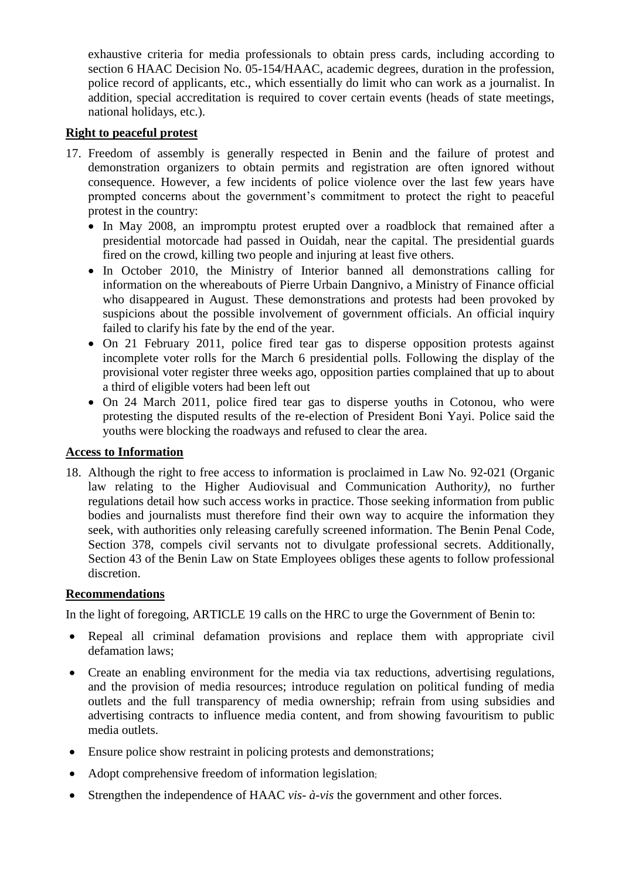exhaustive criteria for media professionals to obtain press cards, including according to section 6 HAAC Decision No. 05-154/HAAC, academic degrees, duration in the profession, police record of applicants, etc., which essentially do limit who can work as a journalist. In addition, special accreditation is required to cover certain events (heads of state meetings, national holidays, etc.).

**Right to peaceful protest**

17. Freedom of assembly is generally respected in Benin and the failure of protest and demonstration organizers to obtain permits and registration are often ignored without consequence. However, a few incidents of police violence over the last few years have prompted concerns about the government's commitment to protect the right to peaceful protest in the country:
    - In May 2008, an impromptu protest erupted over a roadblock that remained after a presidential motorcade had passed in Ouidah, near the capital. The presidential guards fired on the crowd, killing two people and injuring at least five others.
    - In October 2010, the Ministry of Interior banned all demonstrations calling for information on the whereabouts of Pierre Urbain Dangnivo, a Ministry of Finance official who disappeared in August. These demonstrations and protests had been provoked by suspicions about the possible involvement of government officials. An official inquiry failed to clarify his fate by the end of the year.
    - On 21 February 2011, police fired tear gas to disperse opposition protests against incomplete voter rolls for the March 6 presidential polls. Following the display of the provisional voter register three weeks ago, opposition parties complained that up to about a third of eligible voters had been left out
    - On 24 March 2011, police fired tear gas to disperse youths in Cotonou, who were protesting the disputed results of the re-election of President Boni Yayi. Police said the youths were blocking the roadways and refused to clear the area.

**Access to Information**

18. Although the right to free access to information is proclaimed in Law No. 92-021 (Organic law relating to the Higher Audiovisual and Communication Authorit*y),* no further regulations detail how such access works in practice. Those seeking information from public bodies and journalists must therefore find their own way to acquire the information they seek, with authorities only releasing carefully screened information. The Benin Penal Code, Section 378, compels civil servants not to divulgate professional secrets. Additionally, Section 43 of the Benin Law on State Employees obliges these agents to follow professional discretion.

**Recommendations**

In the light of foregoing, ARTICLE 19 calls on the HRC to urge the Government of Benin to:

- Repeal all criminal defamation provisions and replace them with appropriate civil defamation laws;
- Create an enabling environment for the media via tax reductions, advertising regulations, and the provision of media resources; introduce regulation on political funding of media outlets and the full transparency of media ownership; refrain from using subsidies and advertising contracts to influence media content, and from showing favouritism to public media outlets.
- Ensure police show restraint in policing protests and demonstrations;
- Adopt comprehensive freedom of information legislation;
- Strengthen the independence of HAAC *vis- à-vis* the government and other forces.